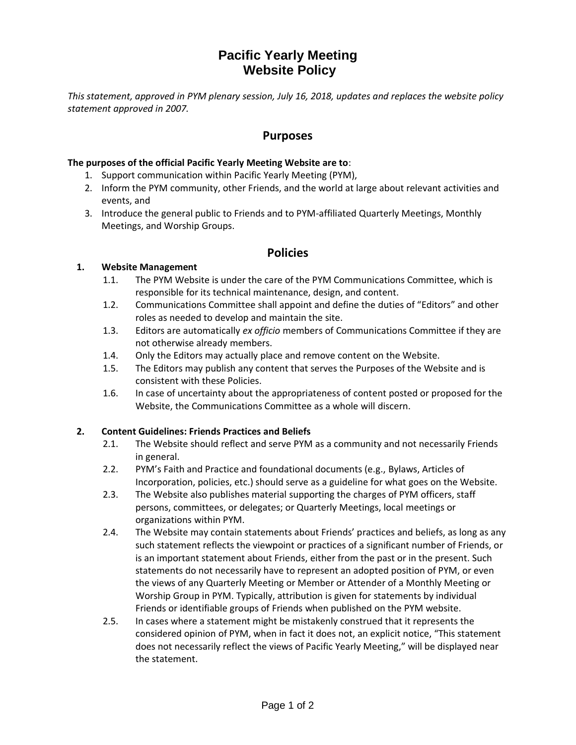# Pacific Yearly Meeting
# Website Policy

*This statement, approved in PYM plenary session, July 16, 2018, updates and replaces the website policy statement approved in 2007.*

## Purposes

**The purposes of the official Pacific Yearly Meeting Website are to**:

1. Support communication within Pacific Yearly Meeting (PYM),
2. Inform the PYM community, other Friends, and the world at large about relevant activities and events, and
3. Introduce the general public to Friends and to PYM-affiliated Quarterly Meetings, Monthly Meetings, and Worship Groups.

## Policies

### 1. Website Management

1.1. The PYM Website is under the care of the PYM Communications Committee, which is responsible for its technical maintenance, design, and content.

1.2. Communications Committee shall appoint and define the duties of "Editors" and other roles as needed to develop and maintain the site.

1.3. Editors are automatically *ex officio* members of Communications Committee if they are not otherwise already members.

1.4. Only the Editors may actually place and remove content on the Website.

1.5. The Editors may publish any content that serves the Purposes of the Website and is consistent with these Policies.

1.6. In case of uncertainty about the appropriateness of content posted or proposed for the Website, the Communications Committee as a whole will discern.

### 2. Content Guidelines: Friends Practices and Beliefs

2.1. The Website should reflect and serve PYM as a community and not necessarily Friends in general.

2.2. PYM's Faith and Practice and foundational documents (e.g., Bylaws, Articles of Incorporation, policies, etc.) should serve as a guideline for what goes on the Website.

2.3. The Website also publishes material supporting the charges of PYM officers, staff persons, committees, or delegates; or Quarterly Meetings, local meetings or organizations within PYM.

2.4. The Website may contain statements about Friends' practices and beliefs, as long as any such statement reflects the viewpoint or practices of a significant number of Friends, or is an important statement about Friends, either from the past or in the present. Such statements do not necessarily have to represent an adopted position of PYM, or even the views of any Quarterly Meeting or Member or Attender of a Monthly Meeting or Worship Group in PYM. Typically, attribution is given for statements by individual Friends or identifiable groups of Friends when published on the PYM website.

2.5. In cases where a statement might be mistakenly construed that it represents the considered opinion of PYM, when in fact it does not, an explicit notice, "This statement does not necessarily reflect the views of Pacific Yearly Meeting," will be displayed near the statement.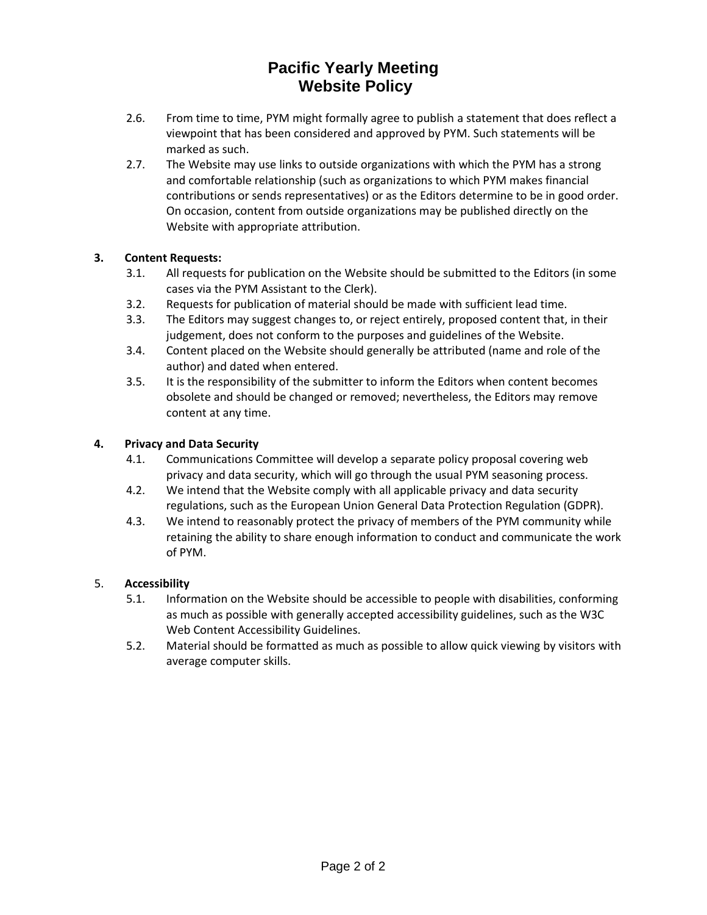2.6. From time to time, PYM might formally agree to publish a statement that does reflect a viewpoint that has been considered and approved by PYM. Such statements will be marked as such.

2.7. The Website may use links to outside organizations with which the PYM has a strong and comfortable relationship (such as organizations to which PYM makes financial contributions or sends representatives) or as the Editors determine to be in good order. On occasion, content from outside organizations may be published directly on the Website with appropriate attribution.

## 3. Content Requests:

3.1. All requests for publication on the Website should be submitted to the Editors (in some cases via the PYM Assistant to the Clerk).

3.2. Requests for publication of material should be made with sufficient lead time.

3.3. The Editors may suggest changes to, or reject entirely, proposed content that, in their judgement, does not conform to the purposes and guidelines of the Website.

3.4. Content placed on the Website should generally be attributed (name and role of the author) and dated when entered.

3.5. It is the responsibility of the submitter to inform the Editors when content becomes obsolete and should be changed or removed; nevertheless, the Editors may remove content at any time.

## 4. Privacy and Data Security

4.1. Communications Committee will develop a separate policy proposal covering web privacy and data security, which will go through the usual PYM seasoning process.

4.2. We intend that the Website comply with all applicable privacy and data security regulations, such as the European Union General Data Protection Regulation (GDPR).

4.3. We intend to reasonably protect the privacy of members of the PYM community while retaining the ability to share enough information to conduct and communicate the work of PYM.

## 5. Accessibility

5.1. Information on the Website should be accessible to people with disabilities, conforming as much as possible with generally accepted accessibility guidelines, such as the W3C Web Content Accessibility Guidelines.

5.2. Material should be formatted as much as possible to allow quick viewing by visitors with average computer skills.